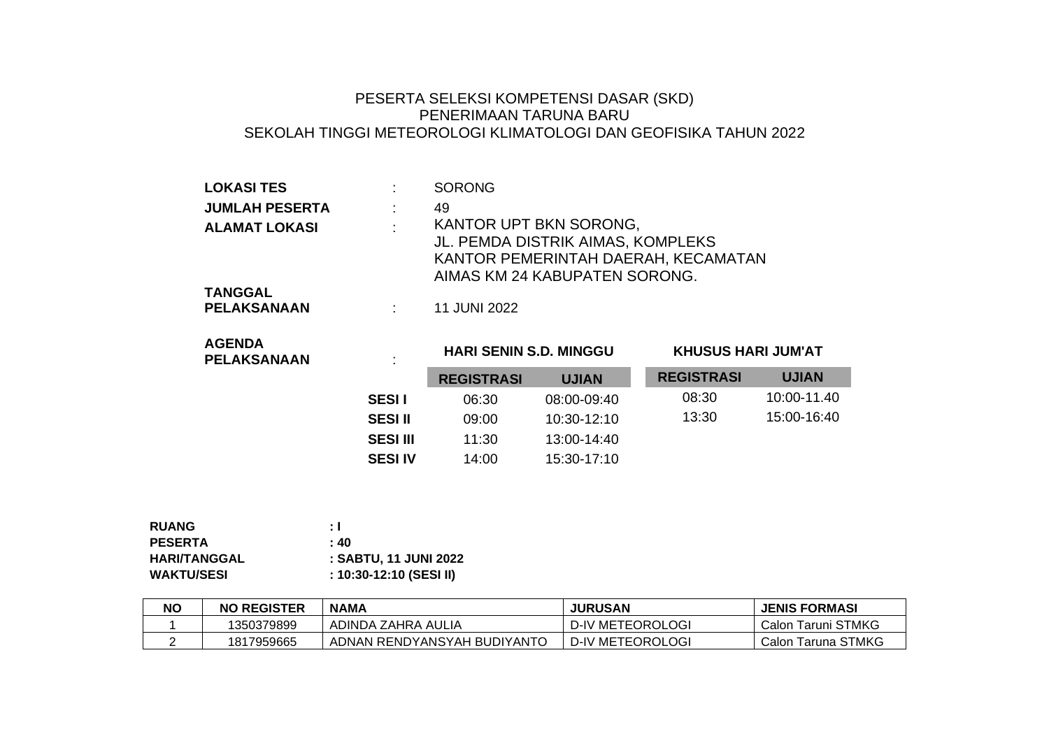# PESERTA SELEKSI KOMPETENSI DASAR (SKD)
# PENERIMAAN TARUNA BARU
# SEKOLAH TINGGI METEOROLOGI KLIMATOLOGI DAN GEOFISIKA TAHUN 2022

| | | |
|---|---|---|
| **LOKASI TES** | : | SORONG |
| **JUMLAH PESERTA** | : | 49 |
| **ALAMAT LOKASI** | : | KANTOR UPT BKN SORONG, JL. PEMDA DISTRIK AIMAS, KOMPLEKS KANTOR PEMERINTAH DAERAH, KECAMATAN AIMAS KM 24 KABUPATEN SORONG. |
| **TANGGAL PELAKSANAAN** | : | 11 JUNI 2022 |

**AGENDA PELAKSANAAN** :

| | HARI SENIN S.D. MINGGU | | KHUSUS HARI JUM'AT | |
|---|---|---|---|---|
| | **REGISTRASI** | **UJIAN** | **REGISTRASI** | **UJIAN** |
| **SESI I** | 06:30 | 08:00-09:40 | 08:30 | 10:00-11.40 |
| **SESI II** | 09:00 | 10:30-12:10 | 13:30 | 15:00-16:40 |
| **SESI III** | 11:30 | 13:00-14:40 | | |
| **SESI IV** | 14:00 | 15:30-17:10 | | |

**RUANG** : I
**PESERTA** : 40
**HARI/TANGGAL** : SABTU, 11 JUNI 2022
**WAKTU/SESI** : 10:30-12:10 (SESI II)

| NO | NO REGISTER | NAMA | JURUSAN | JENIS FORMASI |
|---|---|---|---|---|
| 1 | 1350379899 | ADINDA ZAHRA AULIA | D-IV METEOROLOGI | Calon Taruni STMKG |
| 2 | 1817959665 | ADNAN RENDYANSYAH BUDIYANTO | D-IV METEOROLOGI | Calon Taruna STMKG |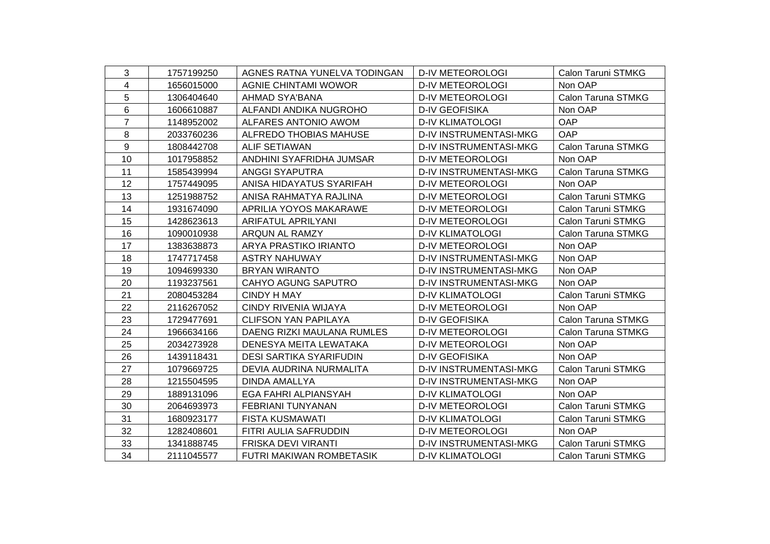| 3 | 1757199250 | AGNES RATNA YUNELVA TODINGAN | D-IV METEOROLOGI | Calon Taruni STMKG |
|---|---|---|---|---|
| 4 | 1656015000 | AGNIE CHINTAMI WOWOR | D-IV METEOROLOGI | Non OAP |
| 5 | 1306404640 | AHMAD SYA'BANA | D-IV METEOROLOGI | Calon Taruna STMKG |
| 6 | 1606610887 | ALFANDI ANDIKA NUGROHO | D-IV GEOFISIKA | Non OAP |
| 7 | 1148952002 | ALFARES ANTONIO AWOM | D-IV KLIMATOLOGI | OAP |
| 8 | 2033760236 | ALFREDO THOBIAS MAHUSE | D-IV INSTRUMENTASI-MKG | OAP |
| 9 | 1808442708 | ALIF SETIAWAN | D-IV INSTRUMENTASI-MKG | Calon Taruna STMKG |
| 10 | 1017958852 | ANDHINI SYAFRIDHA JUMSAR | D-IV METEOROLOGI | Non OAP |
| 11 | 1585439994 | ANGGI SYAPUTRA | D-IV INSTRUMENTASI-MKG | Calon Taruna STMKG |
| 12 | 1757449095 | ANISA HIDAYATUS SYARIFAH | D-IV METEOROLOGI | Non OAP |
| 13 | 1251988752 | ANISA RAHMATYA RAJLINA | D-IV METEOROLOGI | Calon Taruni STMKG |
| 14 | 1931674090 | APRILIA YOYOS MAKARAWE | D-IV METEOROLOGI | Calon Taruni STMKG |
| 15 | 1428623613 | ARIFATUL APRILYANI | D-IV METEOROLOGI | Calon Taruni STMKG |
| 16 | 1090010938 | ARQUN AL RAMZY | D-IV KLIMATOLOGI | Calon Taruna STMKG |
| 17 | 1383638873 | ARYA PRASTIKO IRIANTO | D-IV METEOROLOGI | Non OAP |
| 18 | 1747717458 | ASTRY NAHUWAY | D-IV INSTRUMENTASI-MKG | Non OAP |
| 19 | 1094699330 | BRYAN WIRANTO | D-IV INSTRUMENTASI-MKG | Non OAP |
| 20 | 1193237561 | CAHYO AGUNG SAPUTRO | D-IV INSTRUMENTASI-MKG | Non OAP |
| 21 | 2080453284 | CINDY H MAY | D-IV KLIMATOLOGI | Calon Taruni STMKG |
| 22 | 2116267052 | CINDY RIVENIA WIJAYA | D-IV METEOROLOGI | Non OAP |
| 23 | 1729477691 | CLIFSON YAN PAPILAYA | D-IV GEOFISIKA | Calon Taruna STMKG |
| 24 | 1966634166 | DAENG RIZKI MAULANA RUMLES | D-IV METEOROLOGI | Calon Taruna STMKG |
| 25 | 2034273928 | DENESYA MEITA LEWATAKA | D-IV METEOROLOGI | Non OAP |
| 26 | 1439118431 | DESI SARTIKA SYARIFUDIN | D-IV GEOFISIKA | Non OAP |
| 27 | 1079669725 | DEVIA AUDRINA NURMALITA | D-IV INSTRUMENTASI-MKG | Calon Taruni STMKG |
| 28 | 1215504595 | DINDA AMALLYA | D-IV INSTRUMENTASI-MKG | Non OAP |
| 29 | 1889131096 | EGA FAHRI ALPIANSYAH | D-IV KLIMATOLOGI | Non OAP |
| 30 | 2064693973 | FEBRIANI TUNYANAN | D-IV METEOROLOGI | Calon Taruni STMKG |
| 31 | 1680923177 | FISTA KUSMAWATI | D-IV KLIMATOLOGI | Calon Taruni STMKG |
| 32 | 1282408601 | FITRI AULIA SAFRUDDIN | D-IV METEOROLOGI | Non OAP |
| 33 | 1341888745 | FRISKA DEVI VIRANTI | D-IV INSTRUMENTASI-MKG | Calon Taruni STMKG |
| 34 | 2111045577 | FUTRI MAKIWAN ROMBETASIK | D-IV KLIMATOLOGI | Calon Taruni STMKG |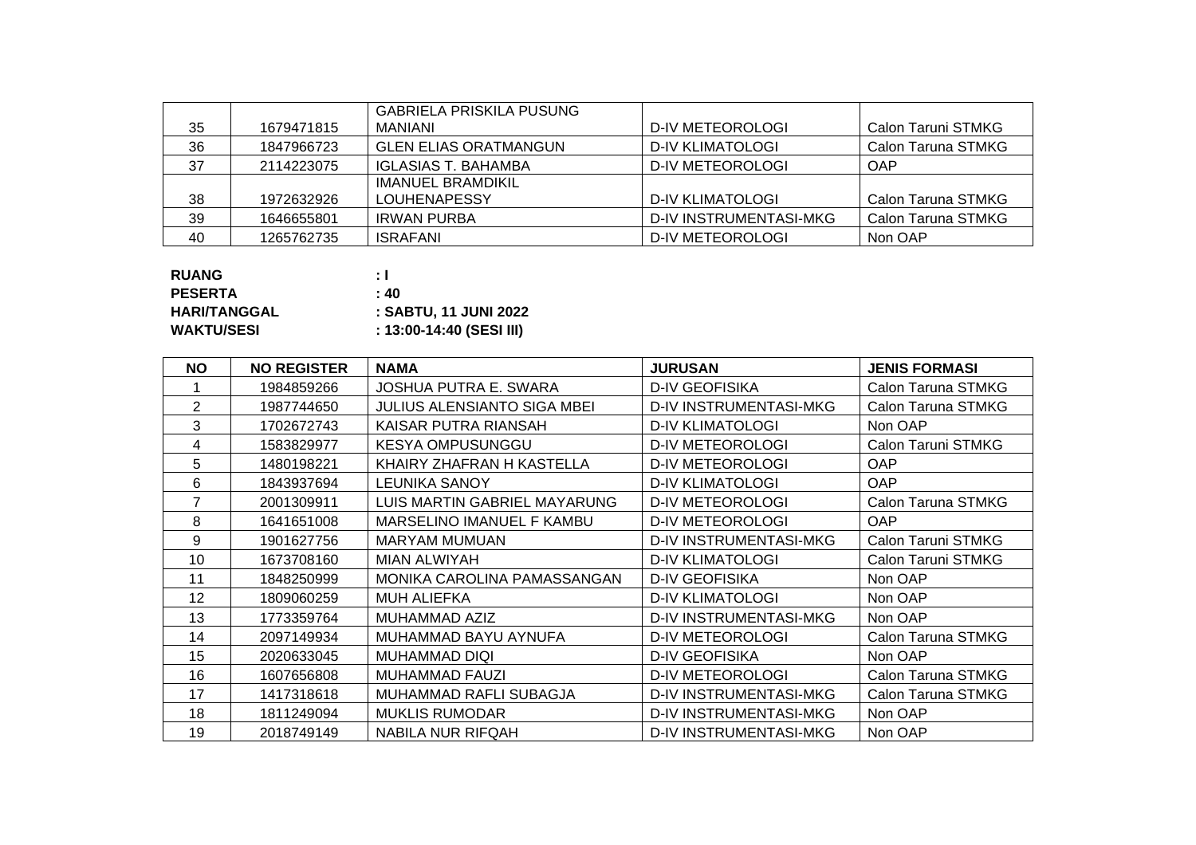| | | | | |
|---|---|---|---|---|
| 35 | 1679471815 | GABRIELA PRISKILA PUSUNG MANIANI | D-IV METEOROLOGI | Calon Taruni STMKG |
| 36 | 1847966723 | GLEN ELIAS ORATMANGUN | D-IV KLIMATOLOGI | Calon Taruna STMKG |
| 37 | 2114223075 | IGLASIAS T. BAHAMBA | D-IV METEOROLOGI | OAP |
| 38 | 1972632926 | IMANUEL BRAMDIKIL LOUHENAPESSY | D-IV KLIMATOLOGI | Calon Taruna STMKG |
| 39 | 1646655801 | IRWAN PURBA | D-IV INSTRUMENTASI-MKG | Calon Taruna STMKG |
| 40 | 1265762735 | ISRAFANI | D-IV METEOROLOGI | Non OAP |

**RUANG** : **I**
**PESERTA** : **40**
**HARI/TANGGAL** : **SABTU, 11 JUNI 2022**
**WAKTU/SESI** : **13:00-14:40 (SESI III)**

| NO | NO REGISTER | NAMA | JURUSAN | JENIS FORMASI |
|---|---|---|---|---|
| 1 | 1984859266 | JOSHUA PUTRA E. SWARA | D-IV GEOFISIKA | Calon Taruna STMKG |
| 2 | 1987744650 | JULIUS ALENSIANTO SIGA MBEI | D-IV INSTRUMENTASI-MKG | Calon Taruna STMKG |
| 3 | 1702672743 | KAISAR PUTRA RIANSAH | D-IV KLIMATOLOGI | Non OAP |
| 4 | 1583829977 | KESYA OMPUSUNGGU | D-IV METEOROLOGI | Calon Taruni STMKG |
| 5 | 1480198221 | KHAIRY ZHAFRAN H KASTELLA | D-IV METEOROLOGI | OAP |
| 6 | 1843937694 | LEUNIKA SANOY | D-IV KLIMATOLOGI | OAP |
| 7 | 2001309911 | LUIS MARTIN GABRIEL MAYARUNG | D-IV METEOROLOGI | Calon Taruna STMKG |
| 8 | 1641651008 | MARSELINO IMANUEL F KAMBU | D-IV METEOROLOGI | OAP |
| 9 | 1901627756 | MARYAM MUMUAN | D-IV INSTRUMENTASI-MKG | Calon Taruni STMKG |
| 10 | 1673708160 | MIAN ALWIYAH | D-IV KLIMATOLOGI | Calon Taruni STMKG |
| 11 | 1848250999 | MONIKA CAROLINA PAMASSANGAN | D-IV GEOFISIKA | Non OAP |
| 12 | 1809060259 | MUH ALIEFKA | D-IV KLIMATOLOGI | Non OAP |
| 13 | 1773359764 | MUHAMMAD AZIZ | D-IV INSTRUMENTASI-MKG | Non OAP |
| 14 | 2097149934 | MUHAMMAD BAYU AYNUFA | D-IV METEOROLOGI | Calon Taruna STMKG |
| 15 | 2020633045 | MUHAMMAD DIQI | D-IV GEOFISIKA | Non OAP |
| 16 | 1607656808 | MUHAMMAD FAUZI | D-IV METEOROLOGI | Calon Taruna STMKG |
| 17 | 1417318618 | MUHAMMAD RAFLI SUBAGJA | D-IV INSTRUMENTASI-MKG | Calon Taruna STMKG |
| 18 | 1811249094 | MUKLIS RUMODAR | D-IV INSTRUMENTASI-MKG | Non OAP |
| 19 | 2018749149 | NABILA NUR RIFQAH | D-IV INSTRUMENTASI-MKG | Non OAP |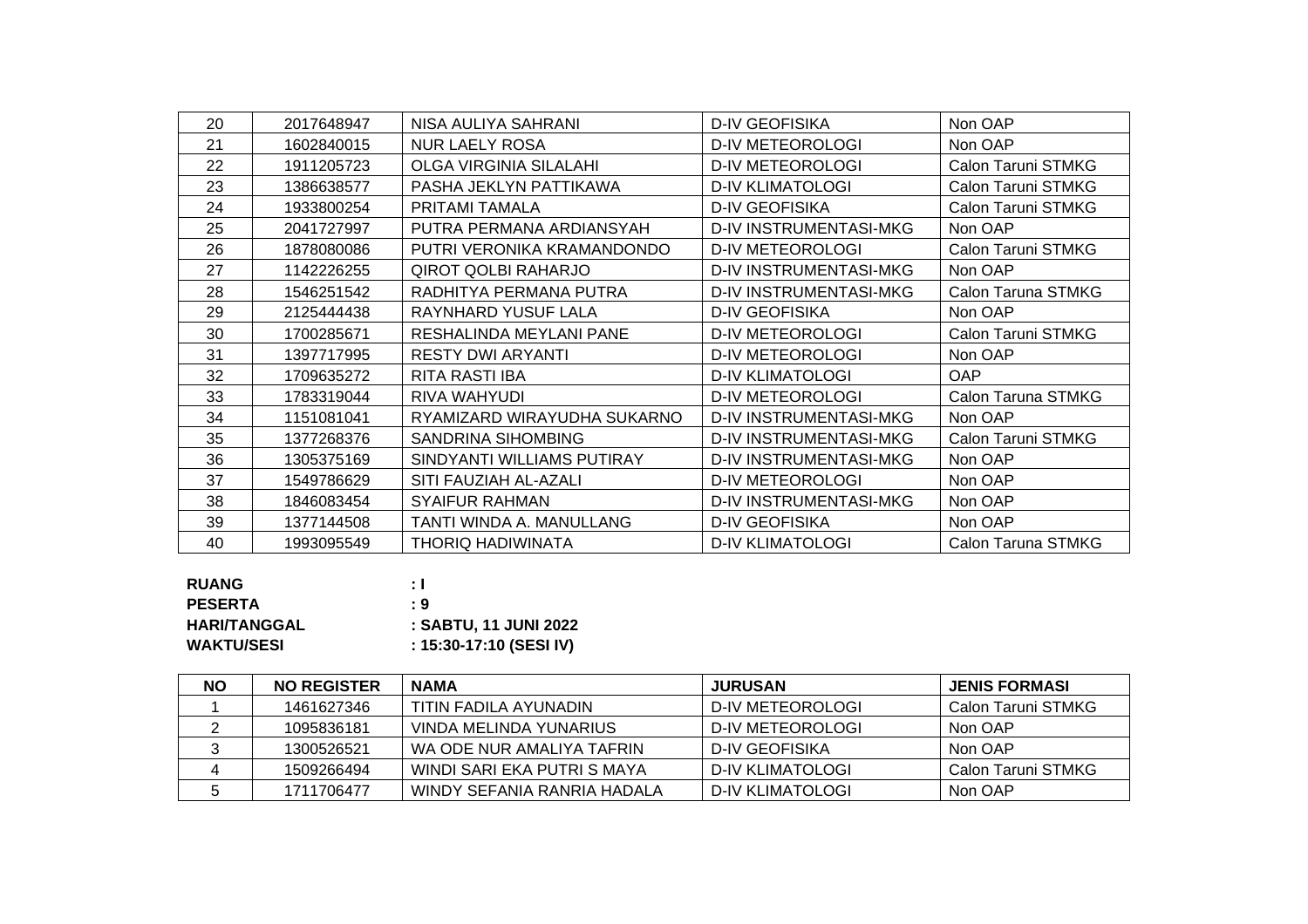| 20 | 2017648947 | NISA AULIYA SAHRANI | D-IV GEOFISIKA | Non OAP |
|---|---|---|---|---|
| 21 | 1602840015 | NUR LAELY ROSA | D-IV METEOROLOGI | Non OAP |
| 22 | 1911205723 | OLGA VIRGINIA SILALAHI | D-IV METEOROLOGI | Calon Taruni STMKG |
| 23 | 1386638577 | PASHA JEKLYN PATTIKAWA | D-IV KLIMATOLOGI | Calon Taruni STMKG |
| 24 | 1933800254 | PRITAMI TAMALA | D-IV GEOFISIKA | Calon Taruni STMKG |
| 25 | 2041727997 | PUTRA PERMANA ARDIANSYAH | D-IV INSTRUMENTASI-MKG | Non OAP |
| 26 | 1878080086 | PUTRI VERONIKA KRAMANDONDO | D-IV METEOROLOGI | Calon Taruni STMKG |
| 27 | 1142226255 | QIROT QOLBI RAHARJO | D-IV INSTRUMENTASI-MKG | Non OAP |
| 28 | 1546251542 | RADHITYA PERMANA PUTRA | D-IV INSTRUMENTASI-MKG | Calon Taruna STMKG |
| 29 | 2125444438 | RAYNHARD YUSUF LALA | D-IV GEOFISIKA | Non OAP |
| 30 | 1700285671 | RESHALINDA MEYLANI PANE | D-IV METEOROLOGI | Calon Taruni STMKG |
| 31 | 1397717995 | RESTY DWI ARYANTI | D-IV METEOROLOGI | Non OAP |
| 32 | 1709635272 | RITA RASTI IBA | D-IV KLIMATOLOGI | OAP |
| 33 | 1783319044 | RIVA WAHYUDI | D-IV METEOROLOGI | Calon Taruna STMKG |
| 34 | 1151081041 | RYAMIZARD WIRAYUDHA SUKARNO | D-IV INSTRUMENTASI-MKG | Non OAP |
| 35 | 1377268376 | SANDRINA SIHOMBING | D-IV INSTRUMENTASI-MKG | Calon Taruni STMKG |
| 36 | 1305375169 | SINDYANTI WILLIAMS PUTIRAY | D-IV INSTRUMENTASI-MKG | Non OAP |
| 37 | 1549786629 | SITI FAUZIAH AL-AZALI | D-IV METEOROLOGI | Non OAP |
| 38 | 1846083454 | SYAIFUR RAHMAN | D-IV INSTRUMENTASI-MKG | Non OAP |
| 39 | 1377144508 | TANTI WINDA A. MANULLANG | D-IV GEOFISIKA | Non OAP |
| 40 | 1993095549 | THORIQ HADIWINATA | D-IV KLIMATOLOGI | Calon Taruna STMKG |

**RUANG** : I
**PESERTA** : 9
**HARI/TANGGAL** : SABTU, 11 JUNI 2022
**WAKTU/SESI** : 15:30-17:10 (SESI IV)

| NO | NO REGISTER | NAMA | JURUSAN | JENIS FORMASI |
|---|---|---|---|---|
| 1 | 1461627346 | TITIN FADILA AYUNADIN | D-IV METEOROLOGI | Calon Taruni STMKG |
| 2 | 1095836181 | VINDA MELINDA YUNARIUS | D-IV METEOROLOGI | Non OAP |
| 3 | 1300526521 | WA ODE NUR AMALIYA TAFRIN | D-IV GEOFISIKA | Non OAP |
| 4 | 1509266494 | WINDI SARI EKA PUTRI S MAYA | D-IV KLIMATOLOGI | Calon Taruni STMKG |
| 5 | 1711706477 | WINDY SEFANIA RANRIA HADALA | D-IV KLIMATOLOGI | Non OAP |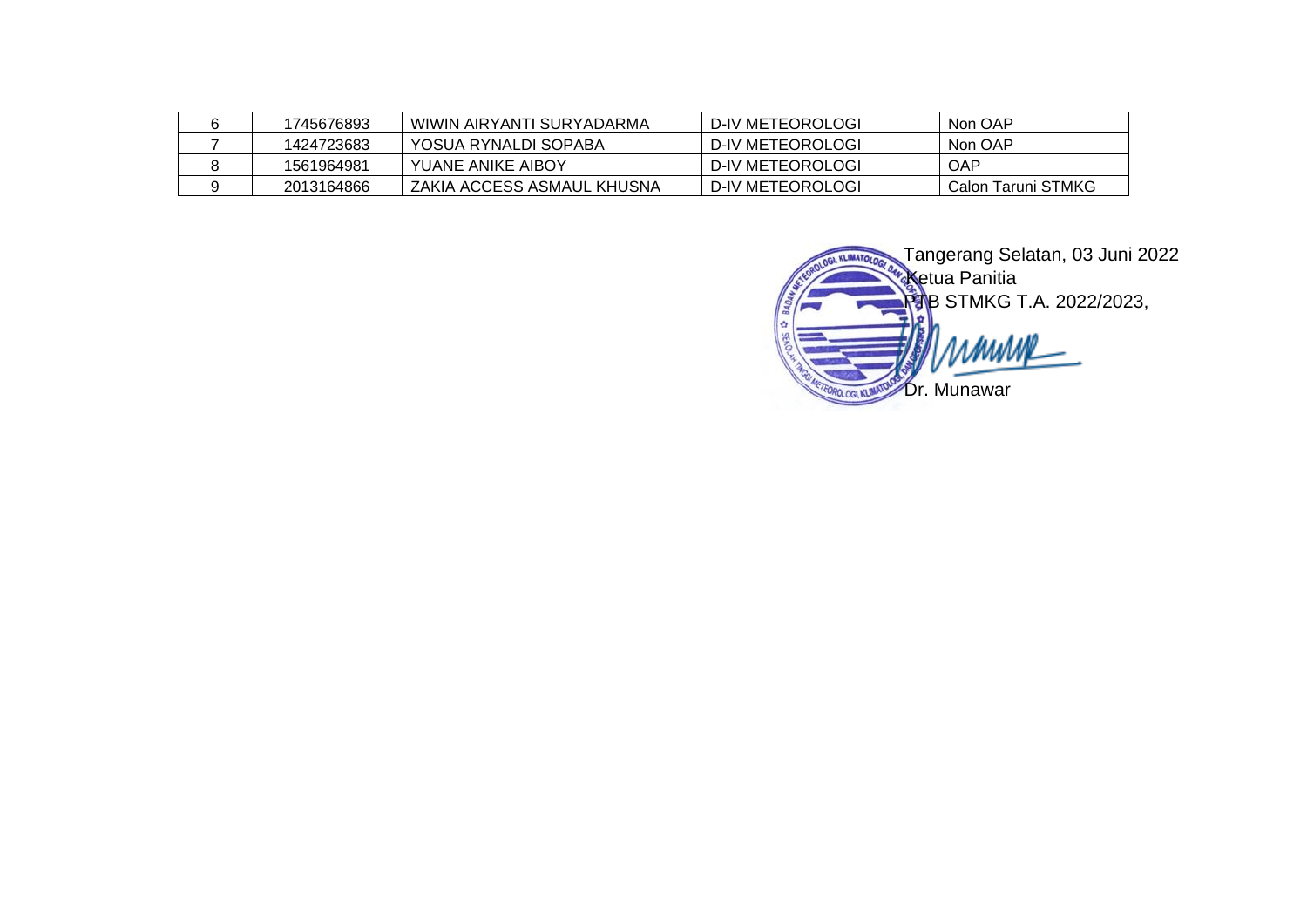| | | | | |
|---|---|---|---|---|
| 6 | 1745676893 | WIWIN AIRYANTI SURYADARMA | D-IV METEOROLOGI | Non OAP |
| 7 | 1424723683 | YOSUA RYNALDI SOPABA | D-IV METEOROLOGI | Non OAP |
| 8 | 1561964981 | YUANE ANIKE AIBOY | D-IV METEOROLOGI | OAP |
| 9 | 2013164866 | ZAKIA ACCESS ASMAUL KHUSNA | D-IV METEOROLOGI | Calon Taruni STMKG |

Tangerang Selatan, 03 Juni 2022
Ketua Panitia
PTB STMKG T.A. 2022/2023,

Dr. Munawar